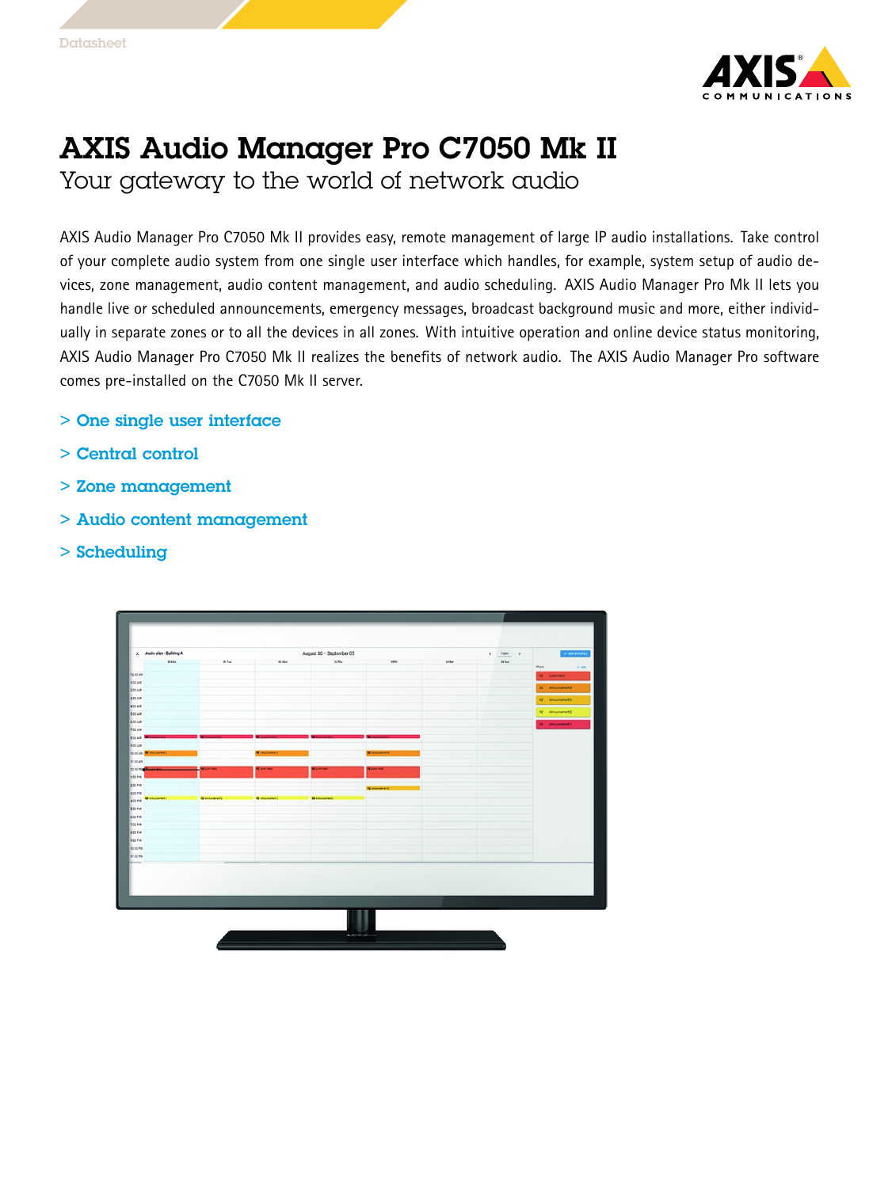Datasheet

# AXIS Audio Manager Pro C7050 Mk II

## Your gateway to the world of network audio

AXIS Audio Manager Pro C7050 Mk II provides easy, remote management of large IP audio installations. Take control of your complete audio system from one single user interface which handles, for example, system setup of audio devices, zone management, audio content management, and audio scheduling. AXIS Audio Manager Pro Mk II lets you handle live or scheduled announcements, emergency messages, broadcast background music and more, either individually in separate zones or to all the devices in all zones. With intuitive operation and online device status monitoring, AXIS Audio Manager Pro C7050 Mk II realizes the benefits of network audio. The AXIS Audio Manager Pro software comes pre-installed on the C7050 Mk II server.

> One single user interface

> Central control

> Zone management

> Audio content management

> Scheduling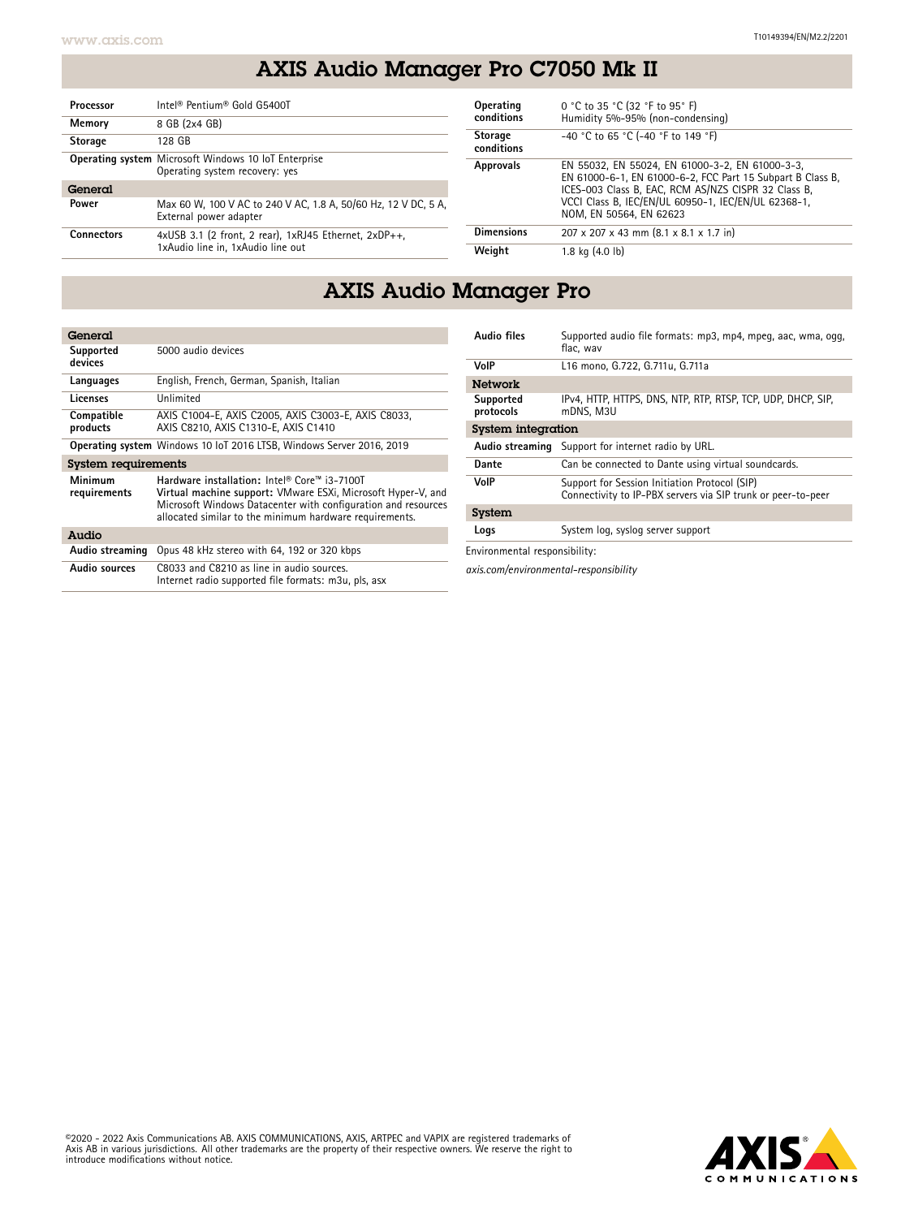# AXIS Audio Manager Pro C7050 Mk II

| | |
|---|---|
| **Processor** | Intel® Pentium® Gold G5400T |
| **Memory** | 8 GB (2x4 GB) |
| **Storage** | 128 GB |
| **Operating system** | Microsoft Windows 10 IoT Enterprise<br>Operating system recovery: yes |

## General

| | |
|---|---|
| **Power** | Max 60 W, 100 V AC to 240 V AC, 1.8 A, 50/60 Hz, 12 V DC, 5 A, External power adapter |
| **Connectors** | 4xUSB 3.1 (2 front, 2 rear), 1xRJ45 Ethernet, 2xDP++, 1xAudio line in, 1xAudio line out |
| **Operating conditions** | 0 °C to 35 °C (32 °F to 95° F)<br>Humidity 5%-95% (non-condensing) |
| **Storage conditions** | -40 °C to 65 °C (-40 °F to 149 °F) |
| **Approvals** | EN 55032, EN 55024, EN 61000-3-2, EN 61000-3-3, EN 61000-6-1, EN 61000-6-2, FCC Part 15 Subpart B Class B, ICES-003 Class B, EAC, RCM AS/NZS CISPR 32 Class B, VCCI Class B, IEC/EN/UL 60950-1, IEC/EN/UL 62368-1, NOM, EN 50564, EN 62623 |
| **Dimensions** | 207 x 207 x 43 mm (8.1 x 8.1 x 1.7 in) |
| **Weight** | 1.8 kg (4.0 lb) |

# AXIS Audio Manager Pro

## General

| | |
|---|---|
| **Supported devices** | 5000 audio devices |
| **Languages** | English, French, German, Spanish, Italian |
| **Licenses** | Unlimited |
| **Compatible products** | AXIS C1004-E, AXIS C2005, AXIS C3003-E, AXIS C8033, AXIS C8210, AXIS C1310-E, AXIS C1410 |
| **Operating system** | Windows 10 IoT 2016 LTSB, Windows Server 2016, 2019 |

## System requirements

| | |
|---|---|
| **Minimum requirements** | **Hardware installation:** Intel® Core™ i3-7100T<br>**Virtual machine support:** VMware ESXi, Microsoft Hyper-V, and Microsoft Windows Datacenter with configuration and resources allocated similar to the minimum hardware requirements. |

## Audio

| | |
|---|---|
| **Audio streaming** | Opus 48 kHz stereo with 64, 192 or 320 kbps |
| **Audio sources** | C8033 and C8210 as line in audio sources.<br>Internet radio supported file formats: m3u, pls, asx |
| **Audio files** | Supported audio file formats: mp3, mp4, mpeg, aac, wma, ogg, flac, wav |
| **VoIP** | L16 mono, G.722, G.711u, G.711a |

## Network

| | |
|---|---|
| **Supported protocols** | IPv4, HTTP, HTTPS, DNS, NTP, RTP, RTSP, TCP, UDP, DHCP, SIP, mDNS, M3U |

## System integration

| | |
|---|---|
| **Audio streaming** | Support for internet radio by URL. |
| **Dante** | Can be connected to Dante using virtual soundcards. |
| **VoIP** | Support for Session Initiation Protocol (SIP)<br>Connectivity to IP-PBX servers via SIP trunk or peer-to-peer |

## System

| | |
|---|---|
| **Logs** | System log, syslog server support |

Environmental responsibility:

*axis.com/environmental-responsibility*

©2020 - 2022 Axis Communications AB. AXIS COMMUNICATIONS, AXIS, ARTPEC and VAPIX are registered trademarks of Axis AB in various jurisdictions. All other trademarks are the property of their respective owners. We reserve the right to introduce modifications without notice.